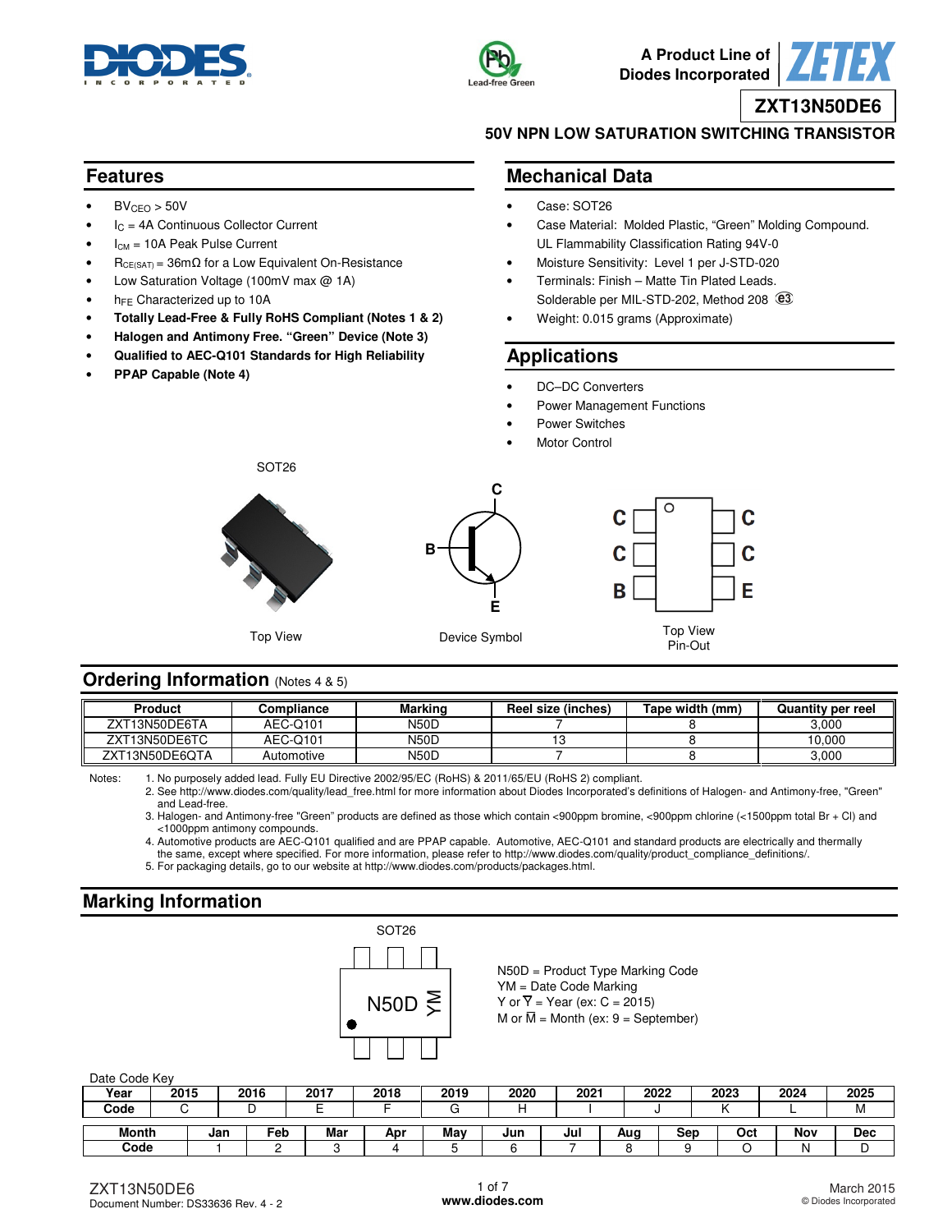A Product Line of Diodes Incorporated

# ZXT13N50DE6

## 50V NPN LOW SATURATION SWITCHING TRANSISTOR

## Features

- $BV_{CEO}$ > 50V
- $I_C$ = 4A Continuous Collector Current
- $I_{CM}$ = 10A Peak Pulse Current
- $R_{CE(SAT)}$ = 36mΩ for a Low Equivalent On-Resistance
- Low Saturation Voltage (100mV max @ 1A)
- $h_{FE}$ Characterized up to 10A
- **Totally Lead-Free & Fully RoHS Compliant (Notes 1 & 2)**
- **Halogen and Antimony Free. "Green" Device (Note 3)**
- **Qualified to AEC-Q101 Standards for High Reliability**
- **PPAP Capable (Note 4)**

## Mechanical Data

- Case: SOT26
- Case Material: Molded Plastic, "Green" Molding Compound. UL Flammability Classification Rating 94V-0
- Moisture Sensitivity: Level 1 per J-STD-020
- Terminals: Finish – Matte Tin Plated Leads. Solderable per MIL-STD-202, Method 208 e3
- Weight: 0.015 grams (Approximate)

## Applications

- DC–DC Converters
- Power Management Functions
- Power Switches
- Motor Control

SOT26

Top View

Device Symbol

Top View
Pin-Out

## Ordering Information (Notes 4 & 5)

| Product | Compliance | Marking | Reel size (inches) | Tape width (mm) | Quantity per reel |
|---|---|---|---|---|---|
| ZXT13N50DE6TA | AEC-Q101 | N50D | 7 | 8 | 3,000 |
| ZXT13N50DE6TC | AEC-Q101 | N50D | 13 | 8 | 10,000 |
| ZXT13N50DE6QTA | Automotive | N50D | 7 | 8 | 3,000 |

Notes:
1. No purposely added lead. Fully EU Directive 2002/95/EC (RoHS) & 2011/65/EU (RoHS 2) compliant.
2. See http://www.diodes.com/quality/lead_free.html for more information about Diodes Incorporated's definitions of Halogen- and Antimony-free, "Green" and Lead-free.
3. Halogen- and Antimony-free "Green" products are defined as those which contain <900ppm bromine, <900ppm chlorine (<1500ppm total Br + Cl) and <1000ppm antimony compounds.
4. Automotive products are AEC-Q101 qualified and are PPAP capable. Automotive, AEC-Q101 and standard products are electrically and thermally the same, except where specified. For more information, please refer to http://www.diodes.com/quality/product_compliance_definitions/.
5. For packaging details, go to our website at http://www.diodes.com/products/packages.html.

## Marking Information

SOT26

N50D YM

N50D = Product Type Marking Code
YM = Date Code Marking
Y or $\overline{Y}$ = Year (ex: C = 2015)
M or $\overline{M}$ = Month (ex: 9 = September)

Date Code Key

| Year | 2015 | 2016 | 2017 | 2018 | 2019 | 2020 | 2021 | 2022 | 2023 | 2024 | 2025 |
|---|---|---|---|---|---|---|---|---|---|---|---|
| Code | C | D | E | F | G | H | I | J | K | L | M |

| Month | Jan | Feb | Mar | Apr | May | Jun | Jul | Aug | Sep | Oct | Nov | Dec |
|---|---|---|---|---|---|---|---|---|---|---|---|---|
| Code | 1 | 2 | 3 | 4 | 5 | 6 | 7 | 8 | 9 | O | N | D |

ZXT13N50DE6
Document Number: DS33636 Rev. 4 - 2

March 2015
© Diodes Incorporated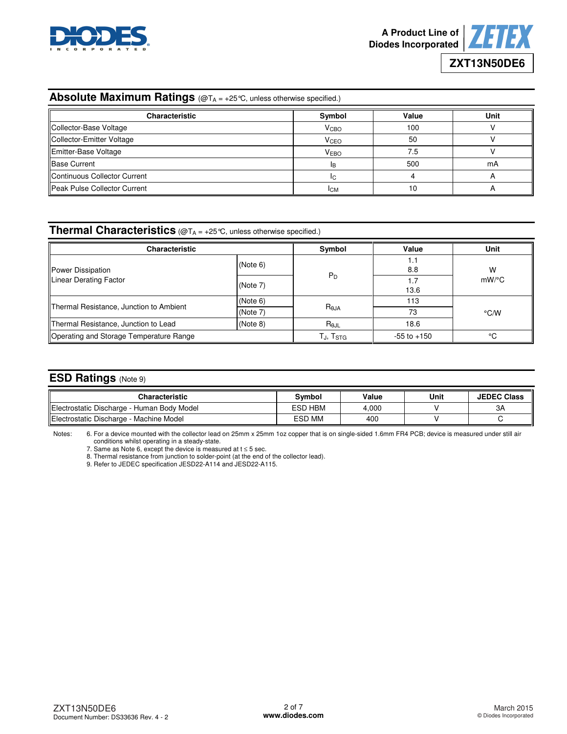## Absolute Maximum Ratings (@$T_A$ = +25°C, unless otherwise specified.)

| Characteristic | Symbol | Value | Unit |
|---|---|---|---|
| Collector-Base Voltage | $V_{CBO}$ | 100 | V |
| Collector-Emitter Voltage | $V_{CEO}$ | 50 | V |
| Emitter-Base Voltage | $V_{EBO}$ | 7.5 | V |
| Base Current | $I_B$ | 500 | mA |
| Continuous Collector Current | $I_C$ | 4 | A |
| Peak Pulse Collector Current | $I_{CM}$ | 10 | A |

## Thermal Characteristics (@$T_A$ = +25°C, unless otherwise specified.)

| Characteristic | | Symbol | Value | Unit |
|---|---|---|---|---|
| Power Dissipation<br>Linear Derating Factor | (Note 6) | $P_D$ | 1.1<br>8.8 | W<br>mW/°C |
| | (Note 7) | | 1.7<br>13.6 | |
| Thermal Resistance, Junction to Ambient | (Note 6) | $R_{\theta JA}$ | 113 | °C/W |
| | (Note 7) | | 73 | |
| Thermal Resistance, Junction to Lead | (Note 8) | $R_{\theta JL}$ | 18.6 | |
| Operating and Storage Temperature Range | | $T_J$, $T_{STG}$ | -55 to +150 | °C |

## ESD Ratings (Note 9)

| Characteristic | Symbol | Value | Unit | JEDEC Class |
|---|---|---|---|---|
| Electrostatic Discharge - Human Body Model | ESD HBM | 4,000 | V | 3A |
| Electrostatic Discharge - Machine Model | ESD MM | 400 | V | C |

Notes:
6. For a device mounted with the collector lead on 25mm x 25mm 1oz copper that is on single-sided 1.6mm FR4 PCB; device is measured under still air conditions whilst operating in a steady-state.
7. Same as Note 6, except the device is measured at $t \leq 5$ sec.
8. Thermal resistance from junction to solder-point (at the end of the collector lead).
9. Refer to JEDEC specification JESD22-A114 and JESD22-A115.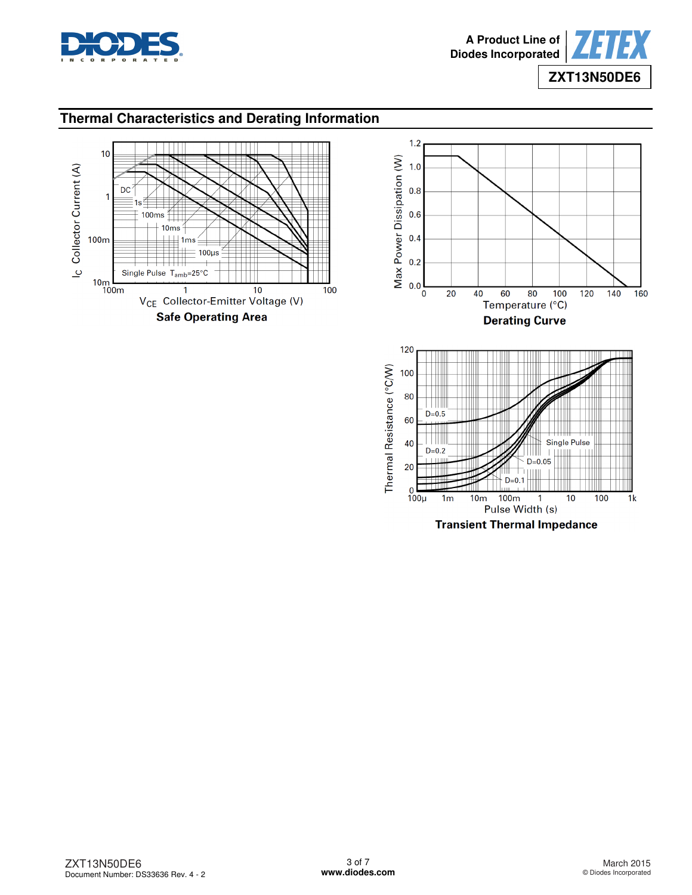## Thermal Characteristics and Derating Information

**Safe Operating Area**

**Derating Curve**

**Transient Thermal Impedance**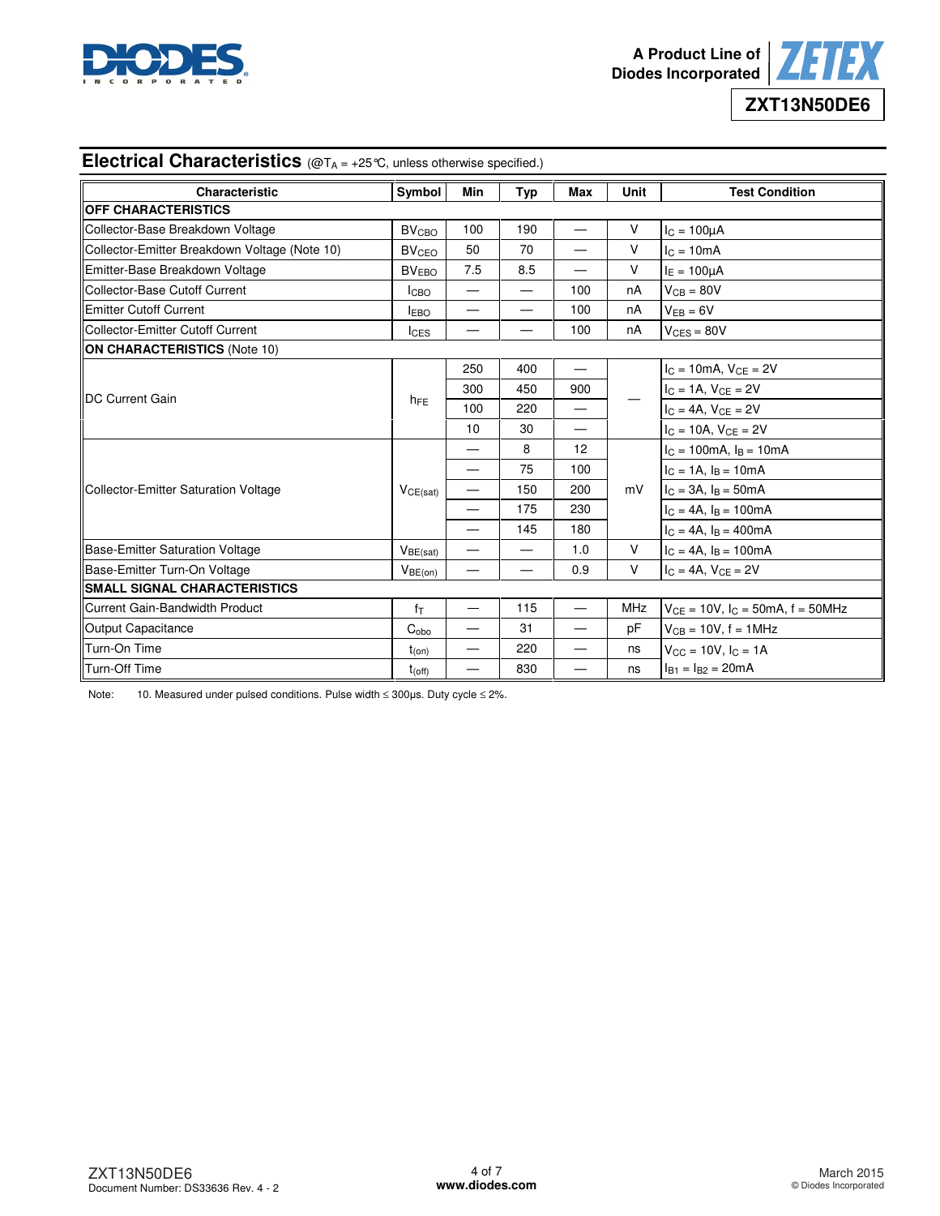## Electrical Characteristics (@$T_A$ = +25°C, unless otherwise specified.)

| Characteristic | Symbol | Min | Typ | Max | Unit | Test Condition |
|---|---|---|---|---|---|---|
| **OFF CHARACTERISTICS** | | | | | | |
| Collector-Base Breakdown Voltage | $BV_{CBO}$ | 100 | 190 | — | V | $I_C$ = 100µA |
| Collector-Emitter Breakdown Voltage (Note 10) | $BV_{CEO}$ | 50 | 70 | — | V | $I_C$ = 10mA |
| Emitter-Base Breakdown Voltage | $BV_{EBO}$ | 7.5 | 8.5 | — | V | $I_E$ = 100µA |
| Collector-Base Cutoff Current | $I_{CBO}$ | — | — | 100 | nA | $V_{CB}$ = 80V |
| Emitter Cutoff Current | $I_{EBO}$ | — | — | 100 | nA | $V_{EB}$ = 6V |
| Collector-Emitter Cutoff Current | $I_{CES}$ | — | — | 100 | nA | $V_{CES}$ = 80V |
| **ON CHARACTERISTICS** (Note 10) | | | | | | |
| DC Current Gain | $h_{FE}$ | 250 | 400 | — | — | $I_C$ = 10mA, $V_{CE}$ = 2V |
| | | 300 | 450 | 900 | | $I_C$ = 1A, $V_{CE}$ = 2V |
| | | 100 | 220 | — | | $I_C$ = 4A, $V_{CE}$ = 2V |
| | | 10 | 30 | — | | $I_C$ = 10A, $V_{CE}$ = 2V |
| Collector-Emitter Saturation Voltage | $V_{CE(sat)}$ | — | 8 | 12 | mV | $I_C$ = 100mA, $I_B$ = 10mA |
| | | — | 75 | 100 | | $I_C$ = 1A, $I_B$ = 10mA |
| | | — | 150 | 200 | | $I_C$ = 3A, $I_B$ = 50mA |
| | | — | 175 | 230 | | $I_C$ = 4A, $I_B$ = 100mA |
| | | — | 145 | 180 | | $I_C$ = 4A, $I_B$ = 400mA |
| Base-Emitter Saturation Voltage | $V_{BE(sat)}$ | — | — | 1.0 | V | $I_C$ = 4A, $I_B$ = 100mA |
| Base-Emitter Turn-On Voltage | $V_{BE(on)}$ | — | — | 0.9 | V | $I_C$ = 4A, $V_{CE}$ = 2V |
| **SMALL SIGNAL CHARACTERISTICS** | | | | | | |
| Current Gain-Bandwidth Product | $f_T$ | — | 115 | — | MHz | $V_{CE}$ = 10V, $I_C$ = 50mA, f = 50MHz |
| Output Capacitance | $C_{obo}$ | — | 31 | — | pF | $V_{CB}$ = 10V, f = 1MHz |
| Turn-On Time | $t_{(on)}$ | — | 220 | — | ns | $V_{CC}$ = 10V, $I_C$ = 1A |
| Turn-Off Time | $t_{(off)}$ | — | 830 | — | ns | $I_{B1}$ = $I_{B2}$ = 20mA |

Note: 10. Measured under pulsed conditions. Pulse width ≤ 300µs. Duty cycle ≤ 2%.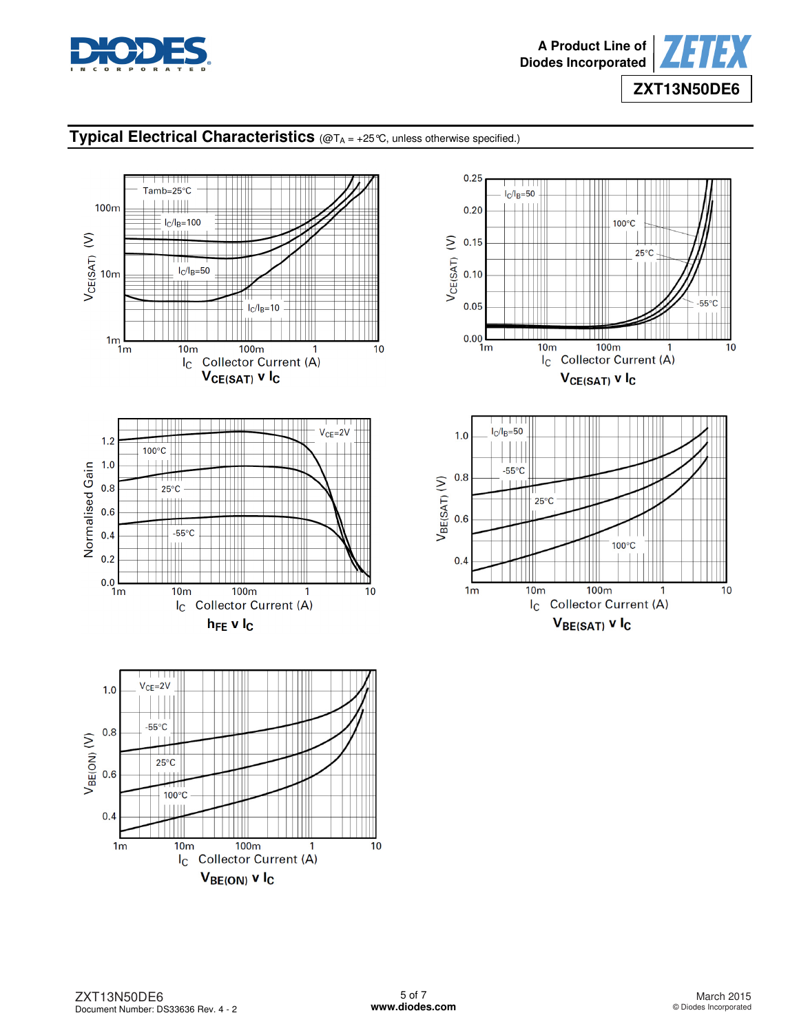## Typical Electrical Characteristics (@$T_A$ = +25°C, unless otherwise specified.)

$V_{CE(SAT)}$ v $I_C$

$V_{CE(SAT)}$ v $I_C$

$h_{FE}$ v $I_C$

$V_{BE(SAT)}$ v $I_C$

$V_{BE(ON)}$ v $I_C$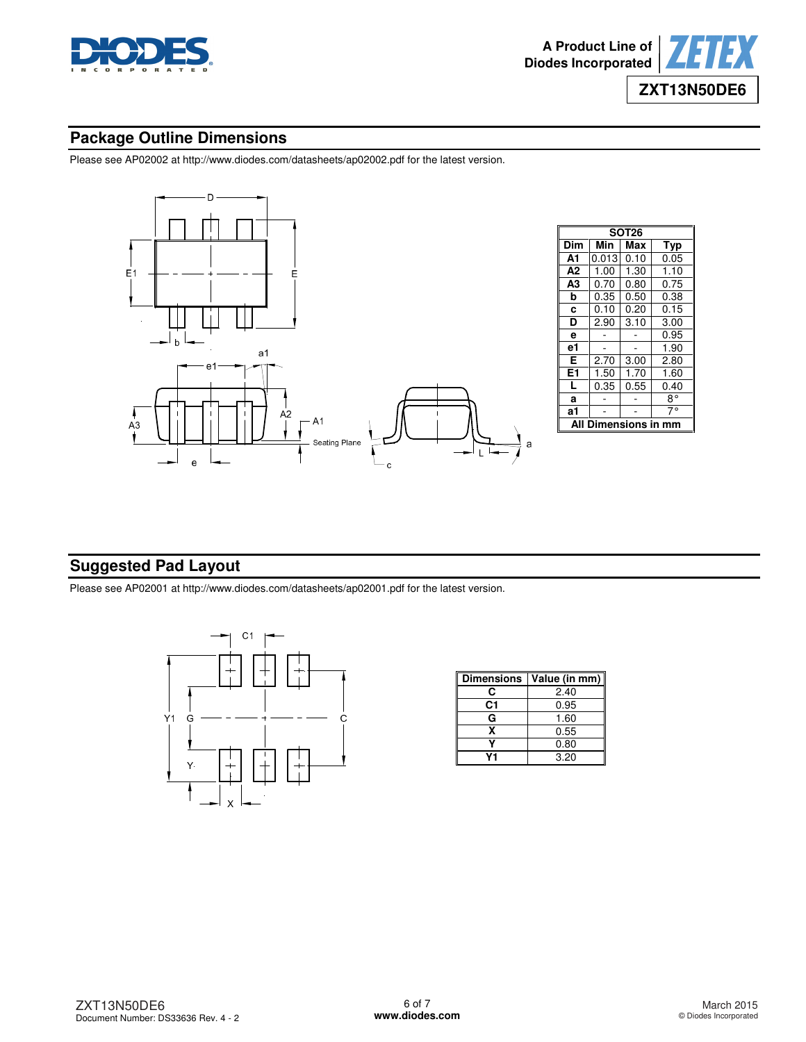## Package Outline Dimensions

Please see AP02002 at http://www.diodes.com/datasheets/ap02002.pdf for the latest version.

| SOT26 | | | |
|---|---|---|---|
| **Dim** | **Min** | **Max** | **Typ** |
| **A1** | 0.013 | 0.10 | 0.05 |
| **A2** | 1.00 | 1.30 | 1.10 |
| **A3** | 0.70 | 0.80 | 0.75 |
| **b** | 0.35 | 0.50 | 0.38 |
| **c** | 0.10 | 0.20 | 0.15 |
| **D** | 2.90 | 3.10 | 3.00 |
| **e** | - | - | 0.95 |
| **e1** | - | - | 1.90 |
| **E** | 2.70 | 3.00 | 2.80 |
| **E1** | 1.50 | 1.70 | 1.60 |
| **L** | 0.35 | 0.55 | 0.40 |
| **a** | - | - | 8° |
| **a1** | - | - | 7° |
| **All Dimensions in mm** | | | |

## Suggested Pad Layout

Please see AP02001 at http://www.diodes.com/datasheets/ap02001.pdf for the latest version.

| Dimensions | Value (in mm) |
|---|---|
| **C** | 2.40 |
| **C1** | 0.95 |
| **G** | 1.60 |
| **X** | 0.55 |
| **Y** | 0.80 |
| **Y1** | 3.20 |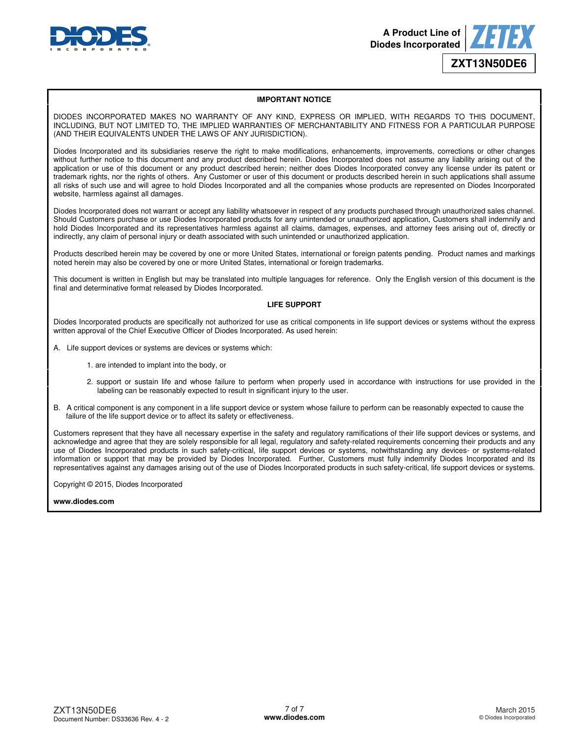## IMPORTANT NOTICE

DIODES INCORPORATED MAKES NO WARRANTY OF ANY KIND, EXPRESS OR IMPLIED, WITH REGARDS TO THIS DOCUMENT, INCLUDING, BUT NOT LIMITED TO, THE IMPLIED WARRANTIES OF MERCHANTABILITY AND FITNESS FOR A PARTICULAR PURPOSE (AND THEIR EQUIVALENTS UNDER THE LAWS OF ANY JURISDICTION).

Diodes Incorporated and its subsidiaries reserve the right to make modifications, enhancements, improvements, corrections or other changes without further notice to this document and any product described herein. Diodes Incorporated does not assume any liability arising out of the application or use of this document or any product described herein; neither does Diodes Incorporated convey any license under its patent or trademark rights, nor the rights of others. Any Customer or user of this document or products described herein in such applications shall assume all risks of such use and will agree to hold Diodes Incorporated and all the companies whose products are represented on Diodes Incorporated website, harmless against all damages.

Diodes Incorporated does not warrant or accept any liability whatsoever in respect of any products purchased through unauthorized sales channel. Should Customers purchase or use Diodes Incorporated products for any unintended or unauthorized application, Customers shall indemnify and hold Diodes Incorporated and its representatives harmless against all claims, damages, expenses, and attorney fees arising out of, directly or indirectly, any claim of personal injury or death associated with such unintended or unauthorized application.

Products described herein may be covered by one or more United States, international or foreign patents pending. Product names and markings noted herein may also be covered by one or more United States, international or foreign trademarks.

This document is written in English but may be translated into multiple languages for reference. Only the English version of this document is the final and determinative format released by Diodes Incorporated.

## LIFE SUPPORT

Diodes Incorporated products are specifically not authorized for use as critical components in life support devices or systems without the express written approval of the Chief Executive Officer of Diodes Incorporated. As used herein:

A. Life support devices or systems are devices or systems which:

1. are intended to implant into the body, or
2. support or sustain life and whose failure to perform when properly used in accordance with instructions for use provided in the labeling can be reasonably expected to result in significant injury to the user.

B. A critical component is any component in a life support device or system whose failure to perform can be reasonably expected to cause the failure of the life support device or to affect its safety or effectiveness.

Customers represent that they have all necessary expertise in the safety and regulatory ramifications of their life support devices or systems, and acknowledge and agree that they are solely responsible for all legal, regulatory and safety-related requirements concerning their products and any use of Diodes Incorporated products in such safety-critical, life support devices or systems, notwithstanding any devices- or systems-related information or support that may be provided by Diodes Incorporated. Further, Customers must fully indemnify Diodes Incorporated and its representatives against any damages arising out of the use of Diodes Incorporated products in such safety-critical, life support devices or systems.

Copyright © 2015, Diodes Incorporated

**www.diodes.com**